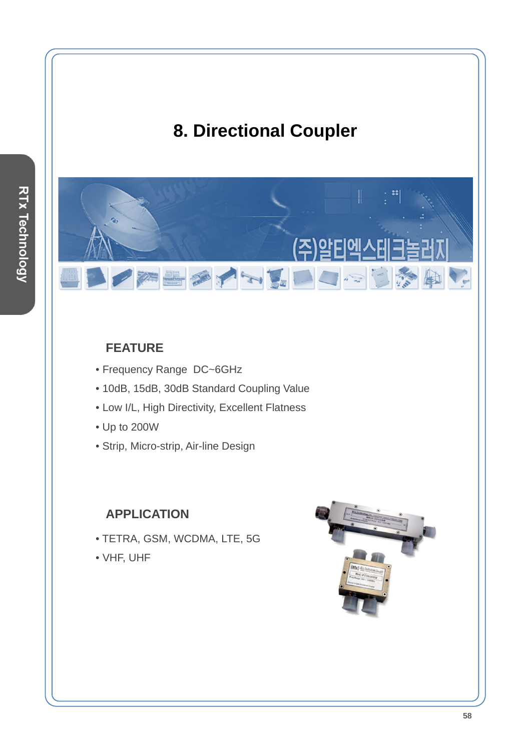# 8. Directional Coupler

## FEATURE

- Frequency Range DC~6GHz
- 10dB, 15dB, 30dB Standard Coupling Value
- Low I/L, High Directivity, Excellent Flatness
- Up to 200W
- Strip, Micro-strip, Air-line Design

## APPLICATION

- TETRA, GSM, WCDMA, LTE, 5G
- VHF, UHF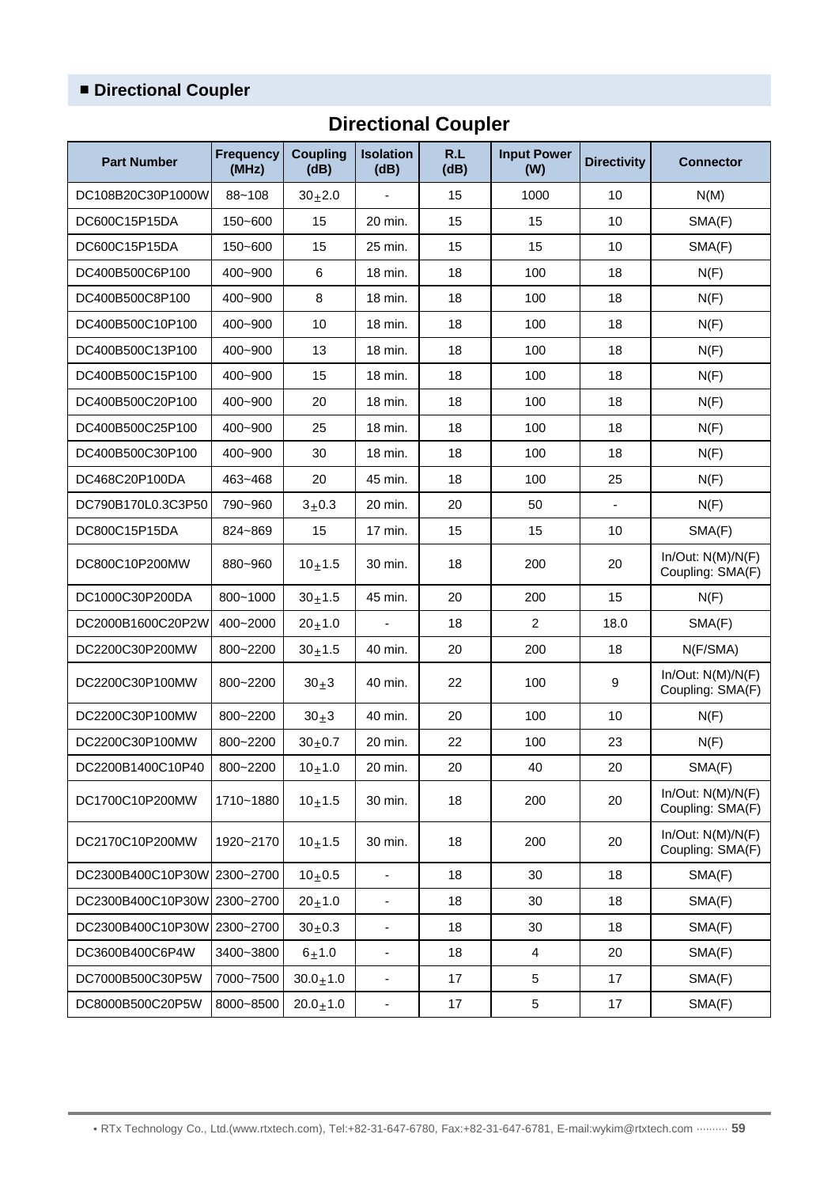## ■ Directional Coupler

# Directional Coupler

| Part Number | Frequency (MHz) | Coupling (dB) | Isolation (dB) | R.L (dB) | Input Power (W) | Directivity | Connector |
|---|---|---|---|---|---|---|---|
| DC108B20C30P1000W | 88~108 | $30\pm2.0$ | - | 15 | 1000 | 10 | N(M) |
| DC600C15P15DA | 150~600 | 15 | 20 min. | 15 | 15 | 10 | SMA(F) |
| DC600C15P15DA | 150~600 | 15 | 25 min. | 15 | 15 | 10 | SMA(F) |
| DC400B500C6P100 | 400~900 | 6 | 18 min. | 18 | 100 | 18 | N(F) |
| DC400B500C8P100 | 400~900 | 8 | 18 min. | 18 | 100 | 18 | N(F) |
| DC400B500C10P100 | 400~900 | 10 | 18 min. | 18 | 100 | 18 | N(F) |
| DC400B500C13P100 | 400~900 | 13 | 18 min. | 18 | 100 | 18 | N(F) |
| DC400B500C15P100 | 400~900 | 15 | 18 min. | 18 | 100 | 18 | N(F) |
| DC400B500C20P100 | 400~900 | 20 | 18 min. | 18 | 100 | 18 | N(F) |
| DC400B500C25P100 | 400~900 | 25 | 18 min. | 18 | 100 | 18 | N(F) |
| DC400B500C30P100 | 400~900 | 30 | 18 min. | 18 | 100 | 18 | N(F) |
| DC468C20P100DA | 463~468 | 20 | 45 min. | 18 | 100 | 25 | N(F) |
| DC790B170L0.3C3P50 | 790~960 | $3\pm0.3$ | 20 min. | 20 | 50 | - | N(F) |
| DC800C15P15DA | 824~869 | 15 | 17 min. | 15 | 15 | 10 | SMA(F) |
| DC800C10P200MW | 880~960 | $10\pm1.5$ | 30 min. | 18 | 200 | 20 | In/Out: N(M)/N(F) Coupling: SMA(F) |
| DC1000C30P200DA | 800~1000 | $30\pm1.5$ | 45 min. | 20 | 200 | 15 | N(F) |
| DC2000B1600C20P2W | 400~2000 | $20\pm1.0$ | - | 18 | 2 | 18.0 | SMA(F) |
| DC2200C30P200MW | 800~2200 | $30\pm1.5$ | 40 min. | 20 | 200 | 18 | N(F/SMA) |
| DC2200C30P100MW | 800~2200 | $30\pm3$ | 40 min. | 22 | 100 | 9 | In/Out: N(M)/N(F) Coupling: SMA(F) |
| DC2200C30P100MW | 800~2200 | $30\pm3$ | 40 min. | 20 | 100 | 10 | N(F) |
| DC2200C30P100MW | 800~2200 | $30\pm0.7$ | 20 min. | 22 | 100 | 23 | N(F) |
| DC2200B1400C10P40 | 800~2200 | $10\pm1.0$ | 20 min. | 20 | 40 | 20 | SMA(F) |
| DC1700C10P200MW | 1710~1880 | $10\pm1.5$ | 30 min. | 18 | 200 | 20 | In/Out: N(M)/N(F) Coupling: SMA(F) |
| DC2170C10P200MW | 1920~2170 | $10\pm1.5$ | 30 min. | 18 | 200 | 20 | In/Out: N(M)/N(F) Coupling: SMA(F) |
| DC2300B400C10P30W | 2300~2700 | $10\pm0.5$ | - | 18 | 30 | 18 | SMA(F) |
| DC2300B400C10P30W | 2300~2700 | $20\pm1.0$ | - | 18 | 30 | 18 | SMA(F) |
| DC2300B400C10P30W | 2300~2700 | $30\pm0.3$ | - | 18 | 30 | 18 | SMA(F) |
| DC3600B400C6P4W | 3400~3800 | $6\pm1.0$ | - | 18 | 4 | 20 | SMA(F) |
| DC7000B500C30P5W | 7000~7500 | $30.0\pm1.0$ | - | 17 | 5 | 17 | SMA(F) |
| DC8000B500C20P5W | 8000~8500 | $20.0\pm1.0$ | - | 17 | 5 | 17 | SMA(F) |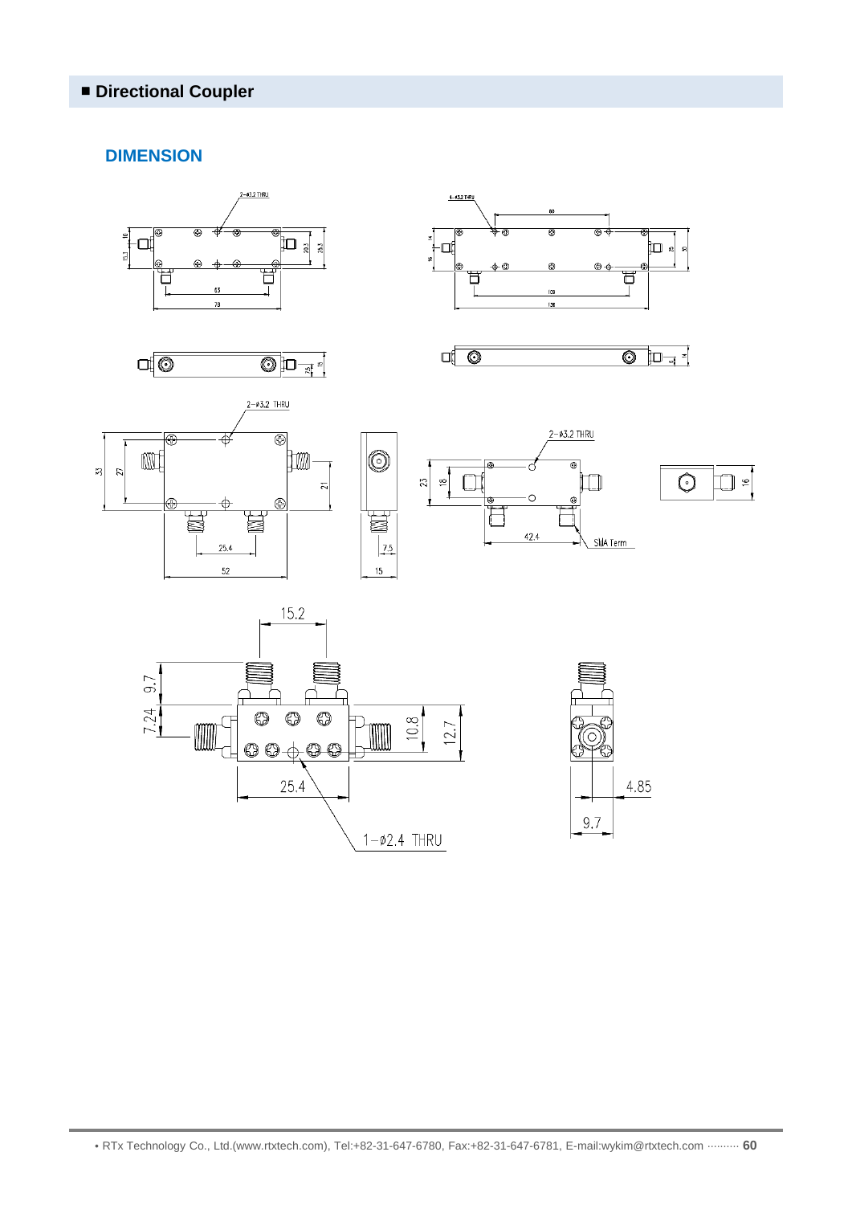## ■ Directional Coupler

### DIMENSION

2-ø3.2 THRU
10
15.3
20.3
25.3
63
78

4-ø3.2 THRU
80
14
16
18
30
109
136

7.5
15

6
14

2-ø3.2 THRU
33
27
21
25.4
52

7.5
15

2-ø3.2 THRU
23
18
42.4
SMA Term

16

15.2
9.7
7.24
10.8
12.7
25.4
1-ø2.4 THRU

4.85
9.7